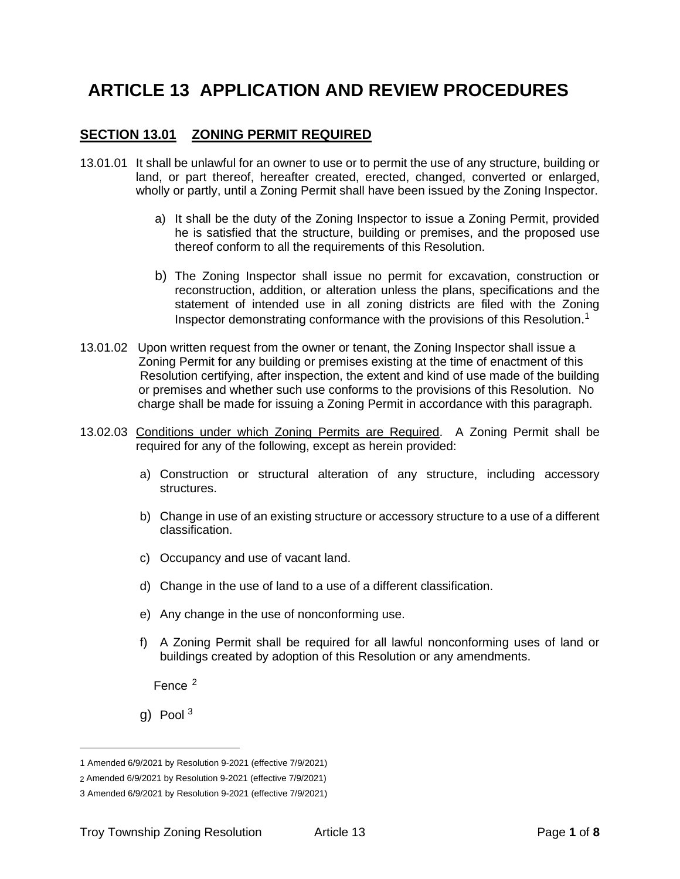# ARTICLE 13 APPLICATION AND REVIEW PROCEDURES

## SECTION 13.01 ZONING PERMIT REQUIRED

13.01.01 It shall be unlawful for an owner to use or to permit the use of any structure, building or land, or part thereof, hereafter created, erected, changed, converted or enlarged, wholly or partly, until a Zoning Permit shall have been issued by the Zoning Inspector.

a) It shall be the duty of the Zoning Inspector to issue a Zoning Permit, provided he is satisfied that the structure, building or premises, and the proposed use thereof conform to all the requirements of this Resolution.

b) The Zoning Inspector shall issue no permit for excavation, construction or reconstruction, addition, or alteration unless the plans, specifications and the statement of intended use in all zoning districts are filed with the Zoning Inspector demonstrating conformance with the provisions of this Resolution.[1]

13.01.02 Upon written request from the owner or tenant, the Zoning Inspector shall issue a Zoning Permit for any building or premises existing at the time of enactment of this Resolution certifying, after inspection, the extent and kind of use made of the building or premises and whether such use conforms to the provisions of this Resolution. No charge shall be made for issuing a Zoning Permit in accordance with this paragraph.

13.02.03 Conditions under which Zoning Permits are Required. A Zoning Permit shall be required for any of the following, except as herein provided:

a) Construction or structural alteration of any structure, including accessory structures.

b) Change in use of an existing structure or accessory structure to a use of a different classification.

c) Occupancy and use of vacant land.

d) Change in the use of land to a use of a different classification.

e) Any change in the use of nonconforming use.

f) A Zoning Permit shall be required for all lawful nonconforming uses of land or buildings created by adoption of this Resolution or any amendments.

Fence [2]

g) Pool [3]

---

1 Amended 6/9/2021 by Resolution 9-2021 (effective 7/9/2021)

2 Amended 6/9/2021 by Resolution 9-2021 (effective 7/9/2021)

3 Amended 6/9/2021 by Resolution 9-2021 (effective 7/9/2021)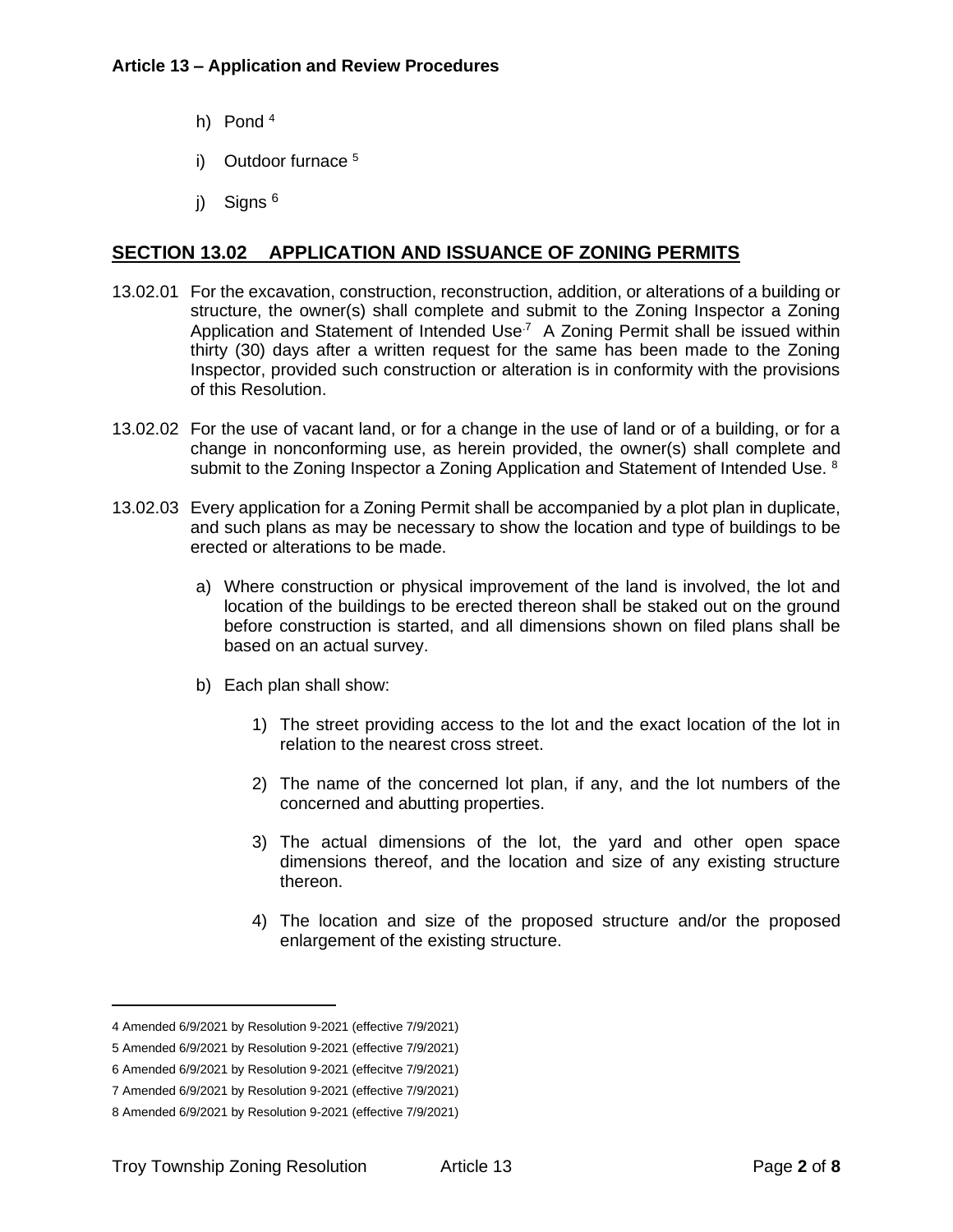h) Pond [4]

i) Outdoor furnace [5]

j) Signs [6]

## SECTION 13.02 APPLICATION AND ISSUANCE OF ZONING PERMITS

13.02.01 For the excavation, construction, reconstruction, addition, or alterations of a building or structure, the owner(s) shall complete and submit to the Zoning Inspector a Zoning Application and Statement of Intended Use.[7] A Zoning Permit shall be issued within thirty (30) days after a written request for the same has been made to the Zoning Inspector, provided such construction or alteration is in conformity with the provisions of this Resolution.

13.02.02 For the use of vacant land, or for a change in the use of land or of a building, or for a change in nonconforming use, as herein provided, the owner(s) shall complete and submit to the Zoning Inspector a Zoning Application and Statement of Intended Use. [8]

13.02.03 Every application for a Zoning Permit shall be accompanied by a plot plan in duplicate, and such plans as may be necessary to show the location and type of buildings to be erected or alterations to be made.

a) Where construction or physical improvement of the land is involved, the lot and location of the buildings to be erected thereon shall be staked out on the ground before construction is started, and all dimensions shown on filed plans shall be based on an actual survey.

b) Each plan shall show:

1) The street providing access to the lot and the exact location of the lot in relation to the nearest cross street.

2) The name of the concerned lot plan, if any, and the lot numbers of the concerned and abutting properties.

3) The actual dimensions of the lot, the yard and other open space dimensions thereof, and the location and size of any existing structure thereon.

4) The location and size of the proposed structure and/or the proposed enlargement of the existing structure.

---

4 Amended 6/9/2021 by Resolution 9-2021 (effective 7/9/2021)

5 Amended 6/9/2021 by Resolution 9-2021 (effective 7/9/2021)

6 Amended 6/9/2021 by Resolution 9-2021 (effecitve 7/9/2021)

7 Amended 6/9/2021 by Resolution 9-2021 (effective 7/9/2021)

8 Amended 6/9/2021 by Resolution 9-2021 (effective 7/9/2021)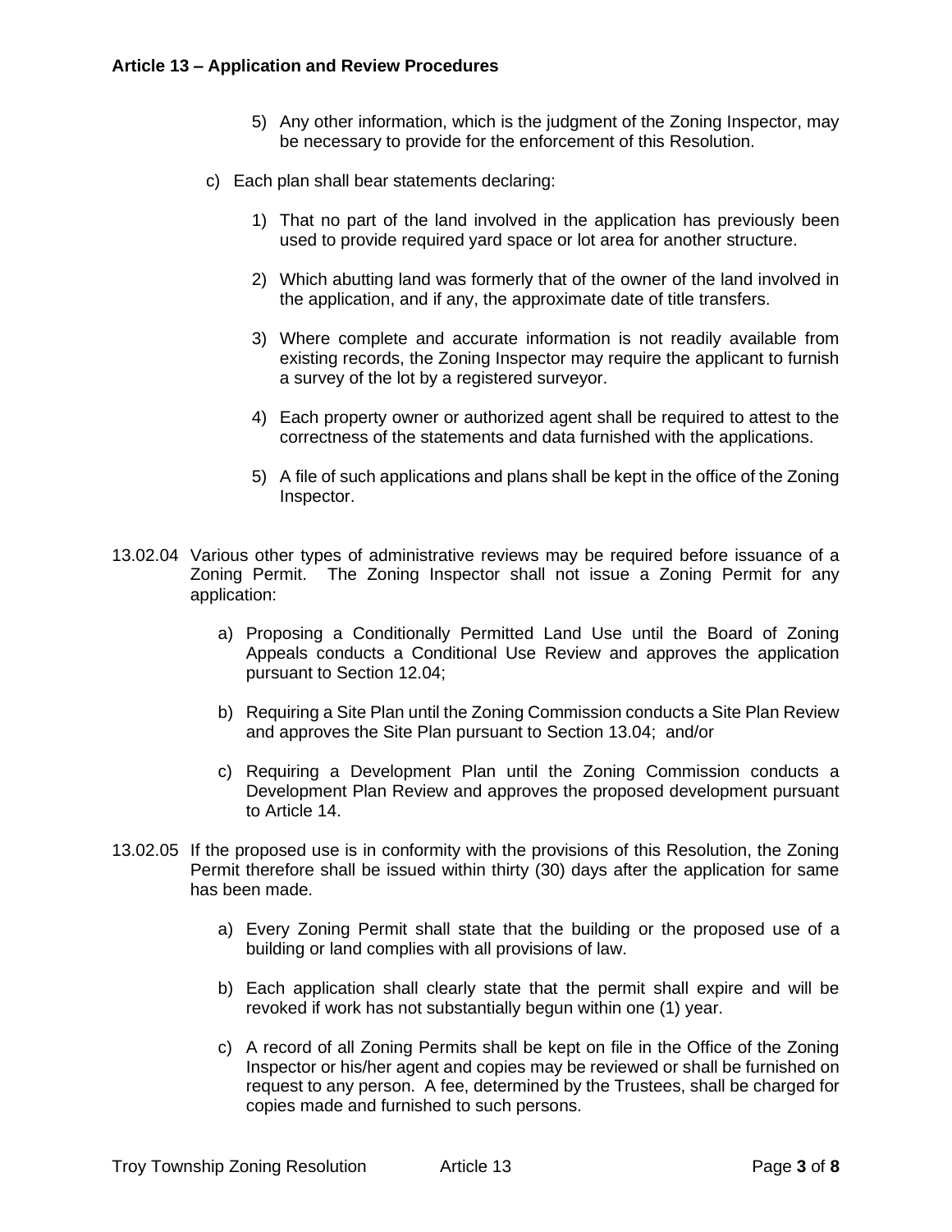5) Any other information, which is the judgment of the Zoning Inspector, may be necessary to provide for the enforcement of this Resolution.

c) Each plan shall bear statements declaring:

1) That no part of the land involved in the application has previously been used to provide required yard space or lot area for another structure.

2) Which abutting land was formerly that of the owner of the land involved in the application, and if any, the approximate date of title transfers.

3) Where complete and accurate information is not readily available from existing records, the Zoning Inspector may require the applicant to furnish a survey of the lot by a registered surveyor.

4) Each property owner or authorized agent shall be required to attest to the correctness of the statements and data furnished with the applications.

5) A file of such applications and plans shall be kept in the office of the Zoning Inspector.

13.02.04 Various other types of administrative reviews may be required before issuance of a Zoning Permit. The Zoning Inspector shall not issue a Zoning Permit for any application:

a) Proposing a Conditionally Permitted Land Use until the Board of Zoning Appeals conducts a Conditional Use Review and approves the application pursuant to Section 12.04;

b) Requiring a Site Plan until the Zoning Commission conducts a Site Plan Review and approves the Site Plan pursuant to Section 13.04; and/or

c) Requiring a Development Plan until the Zoning Commission conducts a Development Plan Review and approves the proposed development pursuant to Article 14.

13.02.05 If the proposed use is in conformity with the provisions of this Resolution, the Zoning Permit therefore shall be issued within thirty (30) days after the application for same has been made.

a) Every Zoning Permit shall state that the building or the proposed use of a building or land complies with all provisions of law.

b) Each application shall clearly state that the permit shall expire and will be revoked if work has not substantially begun within one (1) year.

c) A record of all Zoning Permits shall be kept on file in the Office of the Zoning Inspector or his/her agent and copies may be reviewed or shall be furnished on request to any person. A fee, determined by the Trustees, shall be charged for copies made and furnished to such persons.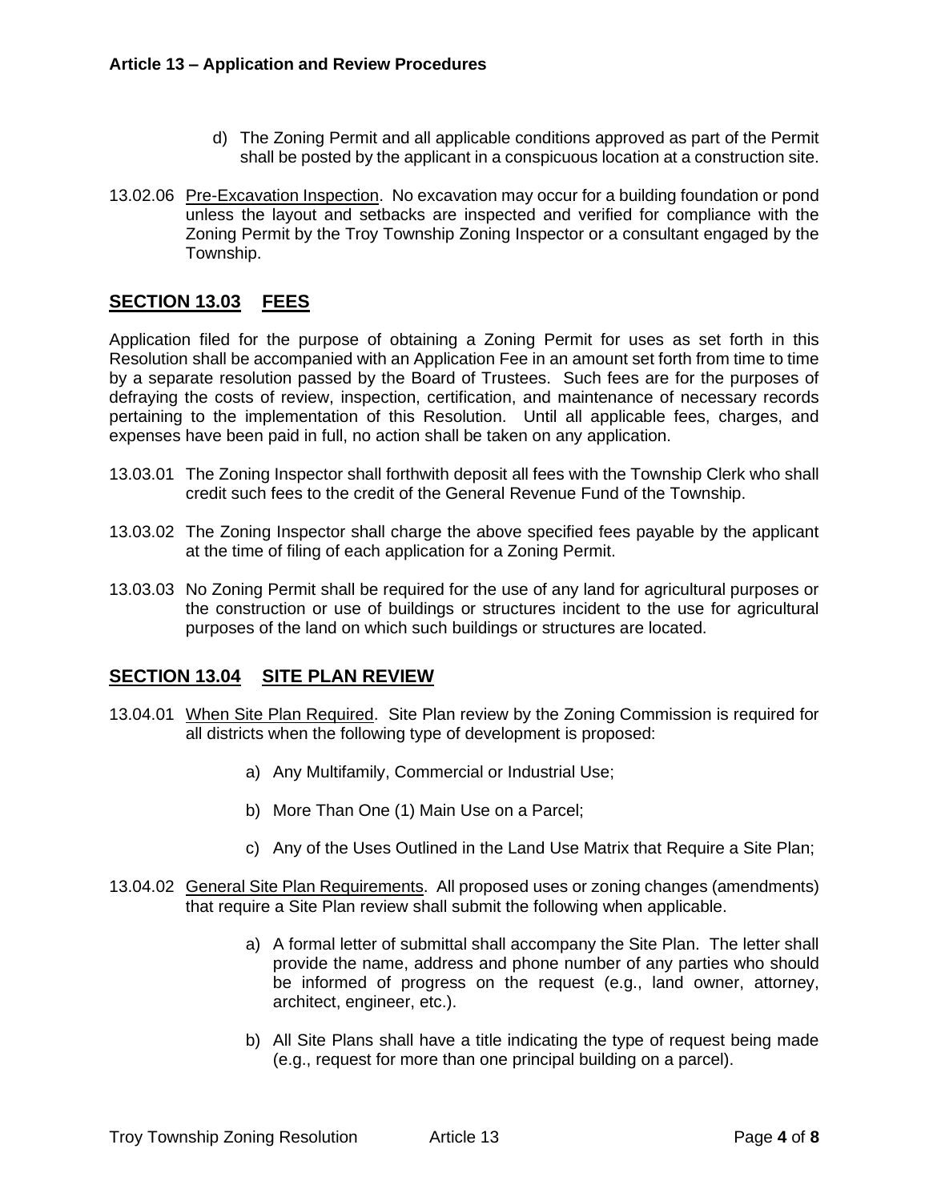d) The Zoning Permit and all applicable conditions approved as part of the Permit shall be posted by the applicant in a conspicuous location at a construction site.

13.02.06 Pre-Excavation Inspection. No excavation may occur for a building foundation or pond unless the layout and setbacks are inspected and verified for compliance with the Zoning Permit by the Troy Township Zoning Inspector or a consultant engaged by the Township.

## SECTION 13.03 FEES

Application filed for the purpose of obtaining a Zoning Permit for uses as set forth in this Resolution shall be accompanied with an Application Fee in an amount set forth from time to time by a separate resolution passed by the Board of Trustees. Such fees are for the purposes of defraying the costs of review, inspection, certification, and maintenance of necessary records pertaining to the implementation of this Resolution. Until all applicable fees, charges, and expenses have been paid in full, no action shall be taken on any application.

13.03.01 The Zoning Inspector shall forthwith deposit all fees with the Township Clerk who shall credit such fees to the credit of the General Revenue Fund of the Township.

13.03.02 The Zoning Inspector shall charge the above specified fees payable by the applicant at the time of filing of each application for a Zoning Permit.

13.03.03 No Zoning Permit shall be required for the use of any land for agricultural purposes or the construction or use of buildings or structures incident to the use for agricultural purposes of the land on which such buildings or structures are located.

## SECTION 13.04 SITE PLAN REVIEW

13.04.01 When Site Plan Required. Site Plan review by the Zoning Commission is required for all districts when the following type of development is proposed:

a) Any Multifamily, Commercial or Industrial Use;

b) More Than One (1) Main Use on a Parcel;

c) Any of the Uses Outlined in the Land Use Matrix that Require a Site Plan;

13.04.02 General Site Plan Requirements. All proposed uses or zoning changes (amendments) that require a Site Plan review shall submit the following when applicable.

a) A formal letter of submittal shall accompany the Site Plan. The letter shall provide the name, address and phone number of any parties who should be informed of progress on the request (e.g., land owner, attorney, architect, engineer, etc.).

b) All Site Plans shall have a title indicating the type of request being made (e.g., request for more than one principal building on a parcel).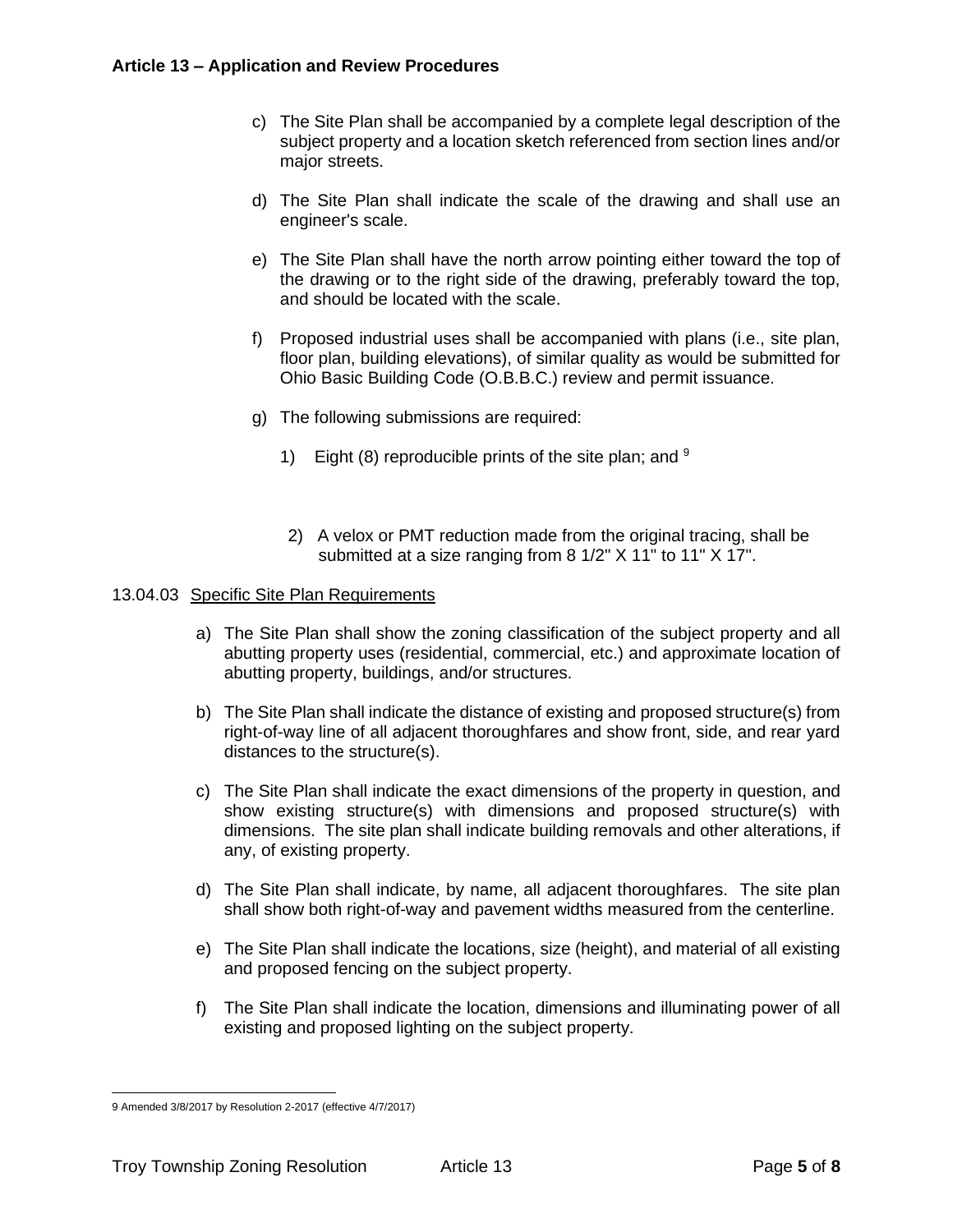c) The Site Plan shall be accompanied by a complete legal description of the subject property and a location sketch referenced from section lines and/or major streets.

d) The Site Plan shall indicate the scale of the drawing and shall use an engineer's scale.

e) The Site Plan shall have the north arrow pointing either toward the top of the drawing or to the right side of the drawing, preferably toward the top, and should be located with the scale.

f) Proposed industrial uses shall be accompanied with plans (i.e., site plan, floor plan, building elevations), of similar quality as would be submitted for Ohio Basic Building Code (O.B.B.C.) review and permit issuance.

g) The following submissions are required:

   1) Eight (8) reproducible prints of the site plan; and [9]

   2) A velox or PMT reduction made from the original tracing, shall be submitted at a size ranging from 8 1/2" X 11" to 11" X 17".

13.04.03 <u>Specific Site Plan Requirements</u>

a) The Site Plan shall show the zoning classification of the subject property and all abutting property uses (residential, commercial, etc.) and approximate location of abutting property, buildings, and/or structures.

b) The Site Plan shall indicate the distance of existing and proposed structure(s) from right-of-way line of all adjacent thoroughfares and show front, side, and rear yard distances to the structure(s).

c) The Site Plan shall indicate the exact dimensions of the property in question, and show existing structure(s) with dimensions and proposed structure(s) with dimensions. The site plan shall indicate building removals and other alterations, if any, of existing property.

d) The Site Plan shall indicate, by name, all adjacent thoroughfares. The site plan shall show both right-of-way and pavement widths measured from the centerline.

e) The Site Plan shall indicate the locations, size (height), and material of all existing and proposed fencing on the subject property.

f) The Site Plan shall indicate the location, dimensions and illuminating power of all existing and proposed lighting on the subject property.

---

[9] Amended 3/8/2017 by Resolution 2-2017 (effective 4/7/2017)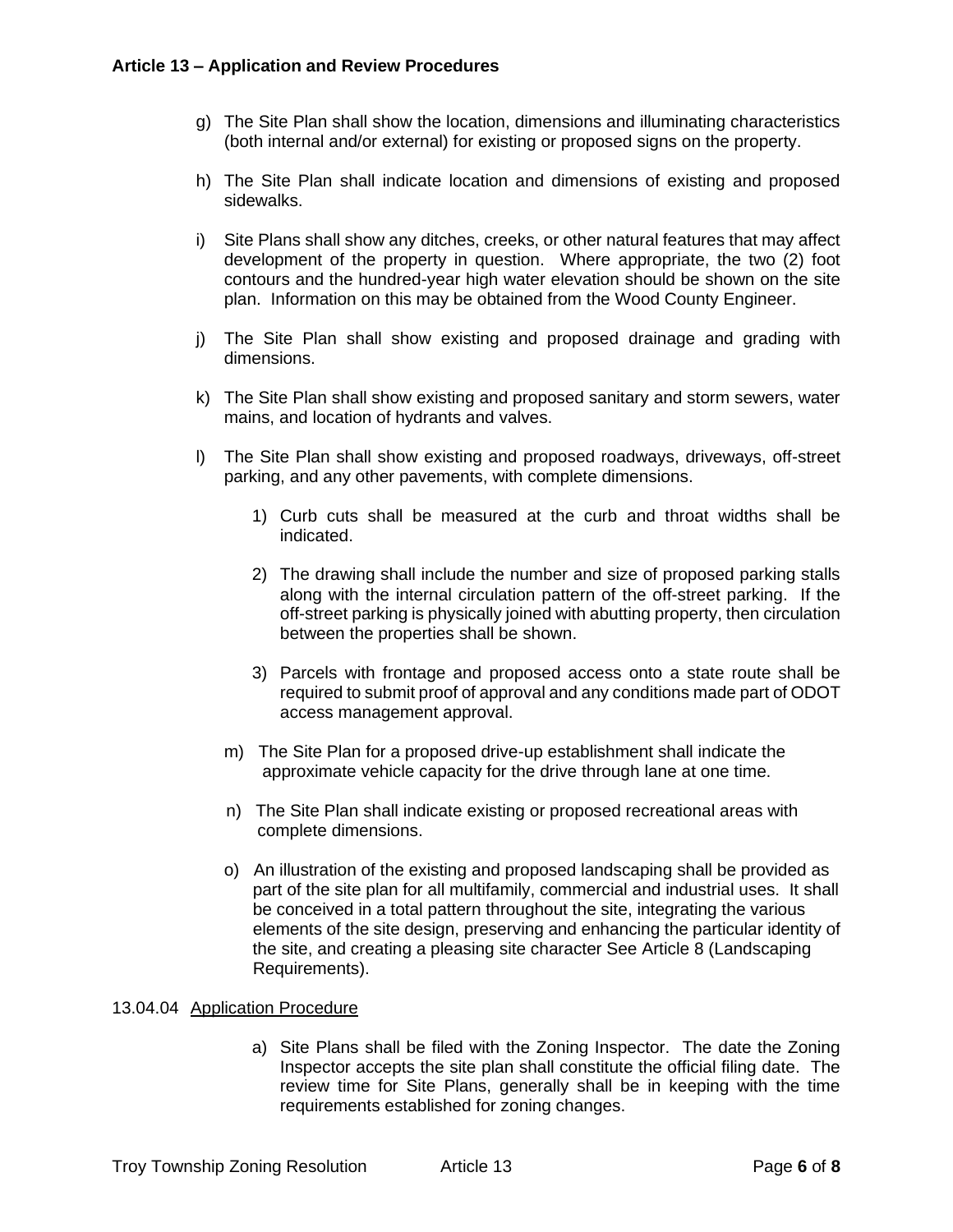g) The Site Plan shall show the location, dimensions and illuminating characteristics (both internal and/or external) for existing or proposed signs on the property.

h) The Site Plan shall indicate location and dimensions of existing and proposed sidewalks.

i) Site Plans shall show any ditches, creeks, or other natural features that may affect development of the property in question. Where appropriate, the two (2) foot contours and the hundred-year high water elevation should be shown on the site plan. Information on this may be obtained from the Wood County Engineer.

j) The Site Plan shall show existing and proposed drainage and grading with dimensions.

k) The Site Plan shall show existing and proposed sanitary and storm sewers, water mains, and location of hydrants and valves.

l) The Site Plan shall show existing and proposed roadways, driveways, off-street parking, and any other pavements, with complete dimensions.

   1) Curb cuts shall be measured at the curb and throat widths shall be indicated.

   2) The drawing shall include the number and size of proposed parking stalls along with the internal circulation pattern of the off-street parking. If the off-street parking is physically joined with abutting property, then circulation between the properties shall be shown.

   3) Parcels with frontage and proposed access onto a state route shall be required to submit proof of approval and any conditions made part of ODOT access management approval.

m) The Site Plan for a proposed drive-up establishment shall indicate the approximate vehicle capacity for the drive through lane at one time.

n) The Site Plan shall indicate existing or proposed recreational areas with complete dimensions.

o) An illustration of the existing and proposed landscaping shall be provided as part of the site plan for all multifamily, commercial and industrial uses. It shall be conceived in a total pattern throughout the site, integrating the various elements of the site design, preserving and enhancing the particular identity of the site, and creating a pleasing site character See Article 8 (Landscaping Requirements).

13.04.04 Application Procedure

a) Site Plans shall be filed with the Zoning Inspector. The date the Zoning Inspector accepts the site plan shall constitute the official filing date. The review time for Site Plans, generally shall be in keeping with the time requirements established for zoning changes.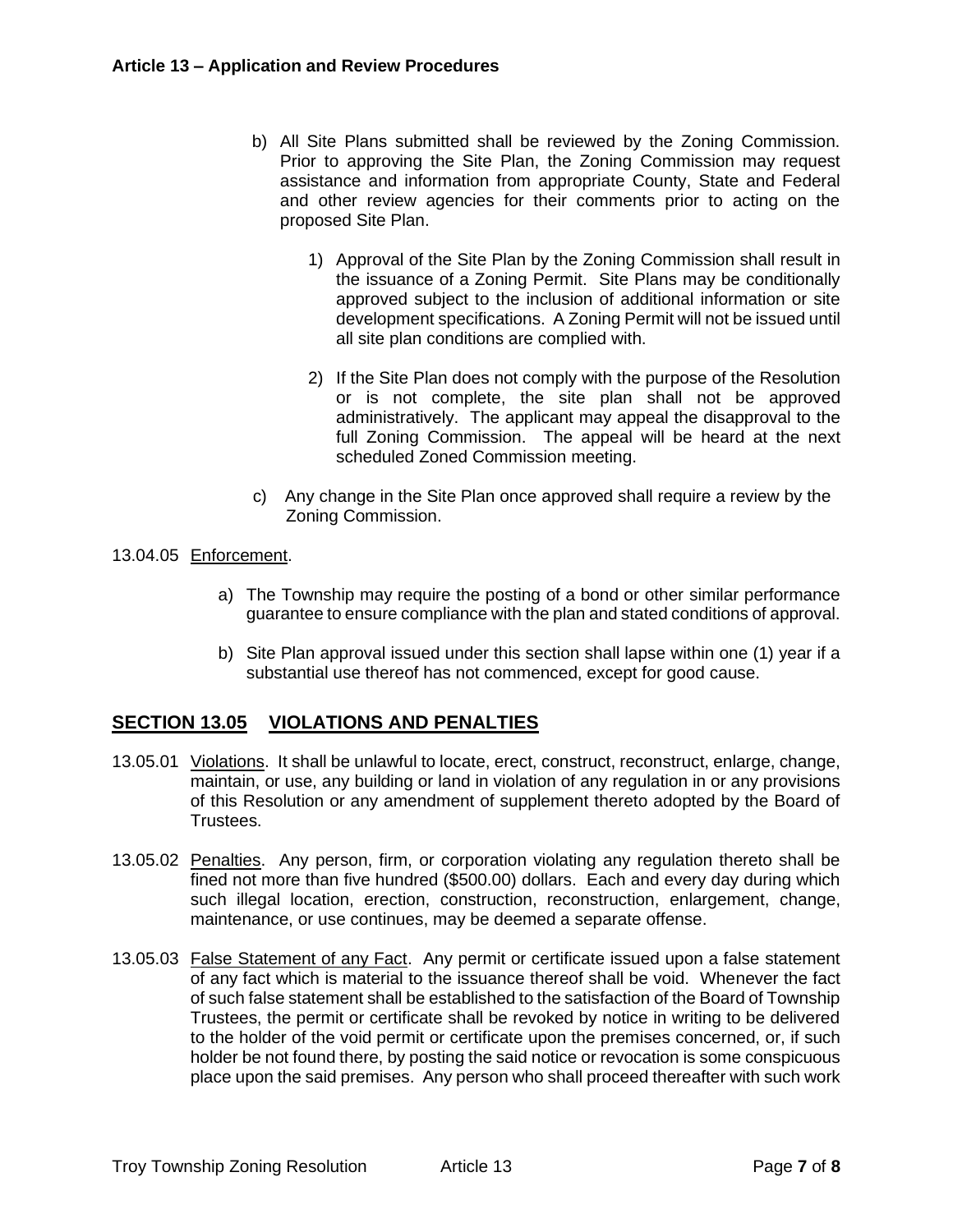b) All Site Plans submitted shall be reviewed by the Zoning Commission. Prior to approving the Site Plan, the Zoning Commission may request assistance and information from appropriate County, State and Federal and other review agencies for their comments prior to acting on the proposed Site Plan.

   1) Approval of the Site Plan by the Zoning Commission shall result in the issuance of a Zoning Permit. Site Plans may be conditionally approved subject to the inclusion of additional information or site development specifications. A Zoning Permit will not be issued until all site plan conditions are complied with.

   2) If the Site Plan does not comply with the purpose of the Resolution or is not complete, the site plan shall not be approved administratively. The applicant may appeal the disapproval to the full Zoning Commission. The appeal will be heard at the next scheduled Zoned Commission meeting.

c) Any change in the Site Plan once approved shall require a review by the Zoning Commission.

13.04.05 Enforcement.

a) The Township may require the posting of a bond or other similar performance guarantee to ensure compliance with the plan and stated conditions of approval.

b) Site Plan approval issued under this section shall lapse within one (1) year if a substantial use thereof has not commenced, except for good cause.

## SECTION 13.05 VIOLATIONS AND PENALTIES

13.05.01 Violations. It shall be unlawful to locate, erect, construct, reconstruct, enlarge, change, maintain, or use, any building or land in violation of any regulation in or any provisions of this Resolution or any amendment of supplement thereto adopted by the Board of Trustees.

13.05.02 Penalties. Any person, firm, or corporation violating any regulation thereto shall be fined not more than five hundred ($500.00) dollars. Each and every day during which such illegal location, erection, construction, reconstruction, enlargement, change, maintenance, or use continues, may be deemed a separate offense.

13.05.03 False Statement of any Fact. Any permit or certificate issued upon a false statement of any fact which is material to the issuance thereof shall be void. Whenever the fact of such false statement shall be established to the satisfaction of the Board of Township Trustees, the permit or certificate shall be revoked by notice in writing to be delivered to the holder of the void permit or certificate upon the premises concerned, or, if such holder be not found there, by posting the said notice or revocation is some conspicuous place upon the said premises. Any person who shall proceed thereafter with such work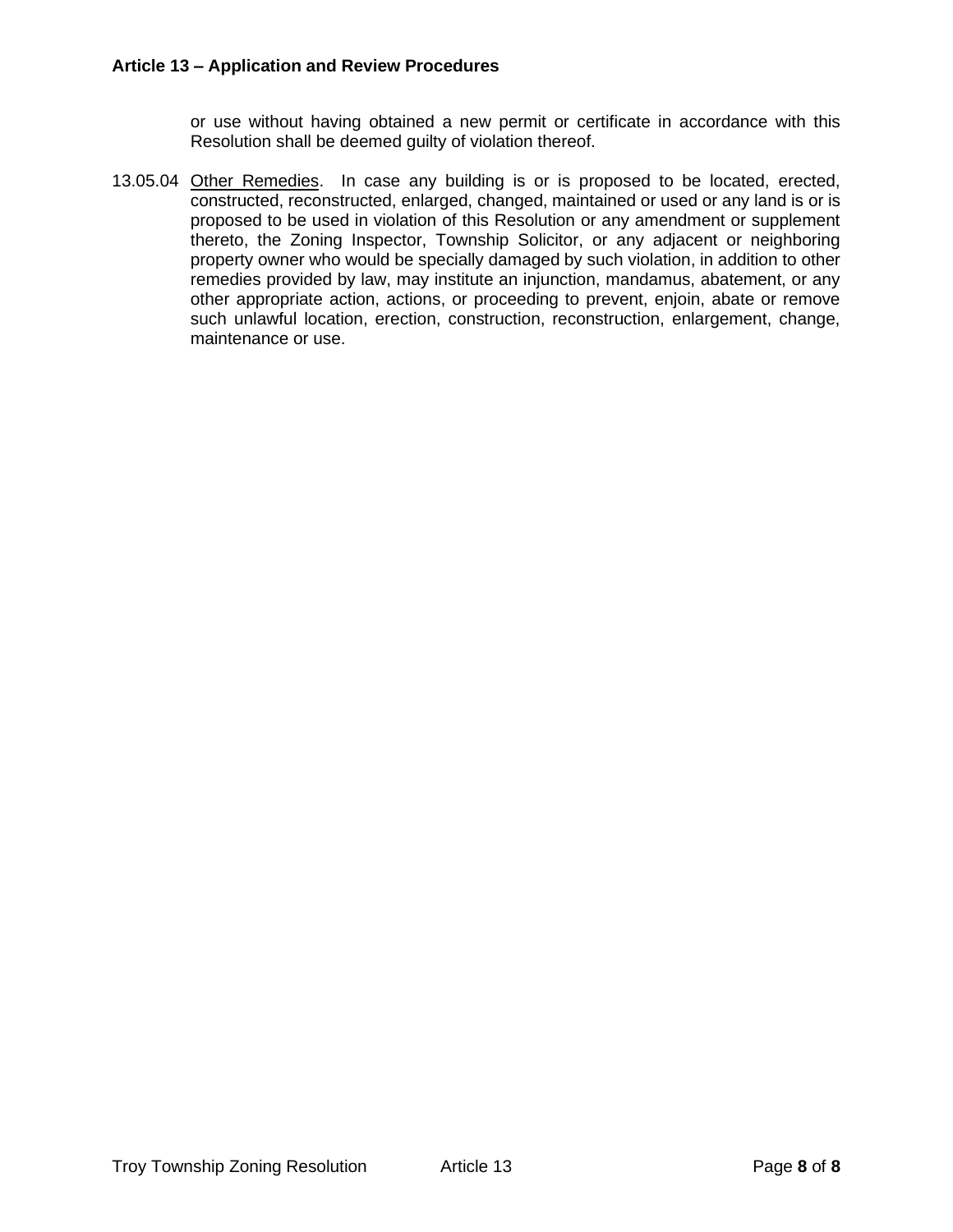or use without having obtained a new permit or certificate in accordance with this Resolution shall be deemed guilty of violation thereof.

13.05.04 Other Remedies. In case any building is or is proposed to be located, erected, constructed, reconstructed, enlarged, changed, maintained or used or any land is or is proposed to be used in violation of this Resolution or any amendment or supplement thereto, the Zoning Inspector, Township Solicitor, or any adjacent or neighboring property owner who would be specially damaged by such violation, in addition to other remedies provided by law, may institute an injunction, mandamus, abatement, or any other appropriate action, actions, or proceeding to prevent, enjoin, abate or remove such unlawful location, erection, construction, reconstruction, enlargement, change, maintenance or use.